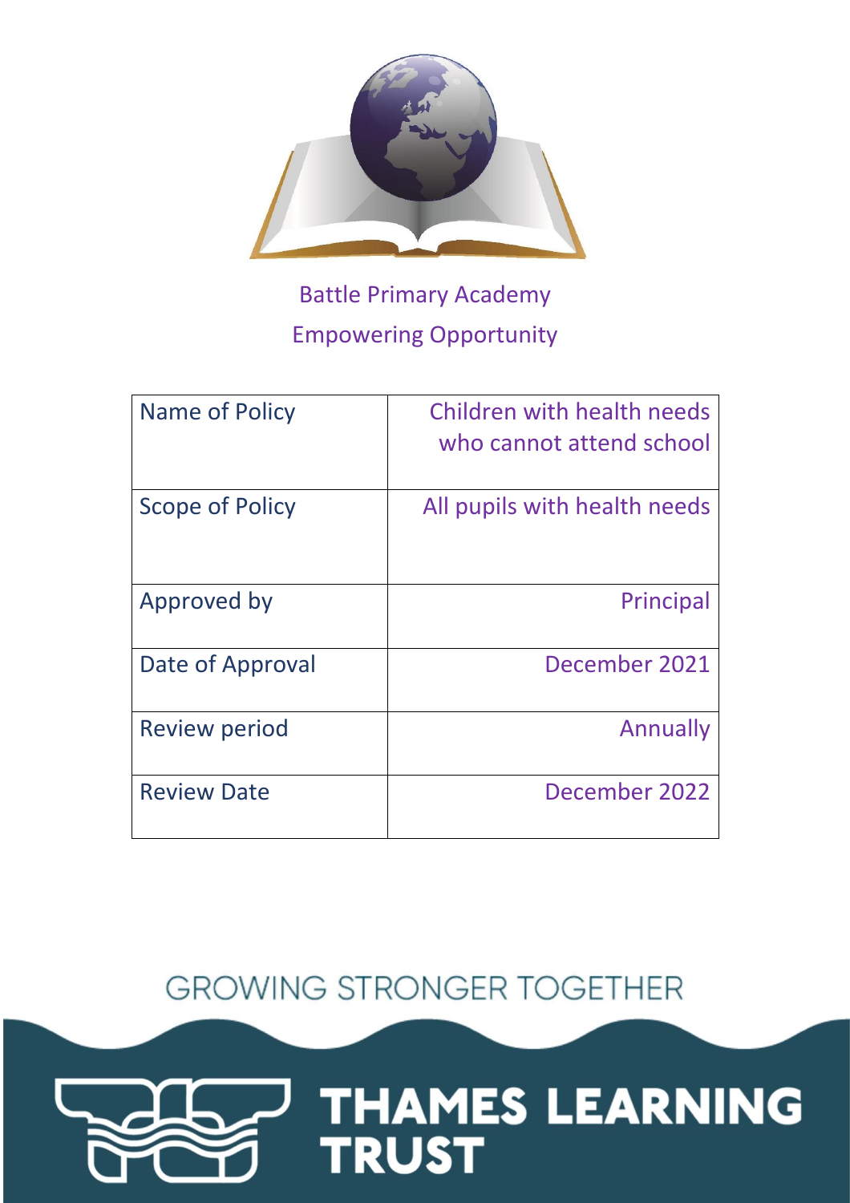Battle Primary Academy

Empowering Opportunity

| Name of Policy | Children with health needs who cannot attend school |
|---|---|
| Scope of Policy | All pupils with health needs |
| Approved by | Principal |
| Date of Approval | December 2021 |
| Review period | Annually |
| Review Date | December 2022 |

GROWING STRONGER TOGETHER

THAMES LEARNING TRUST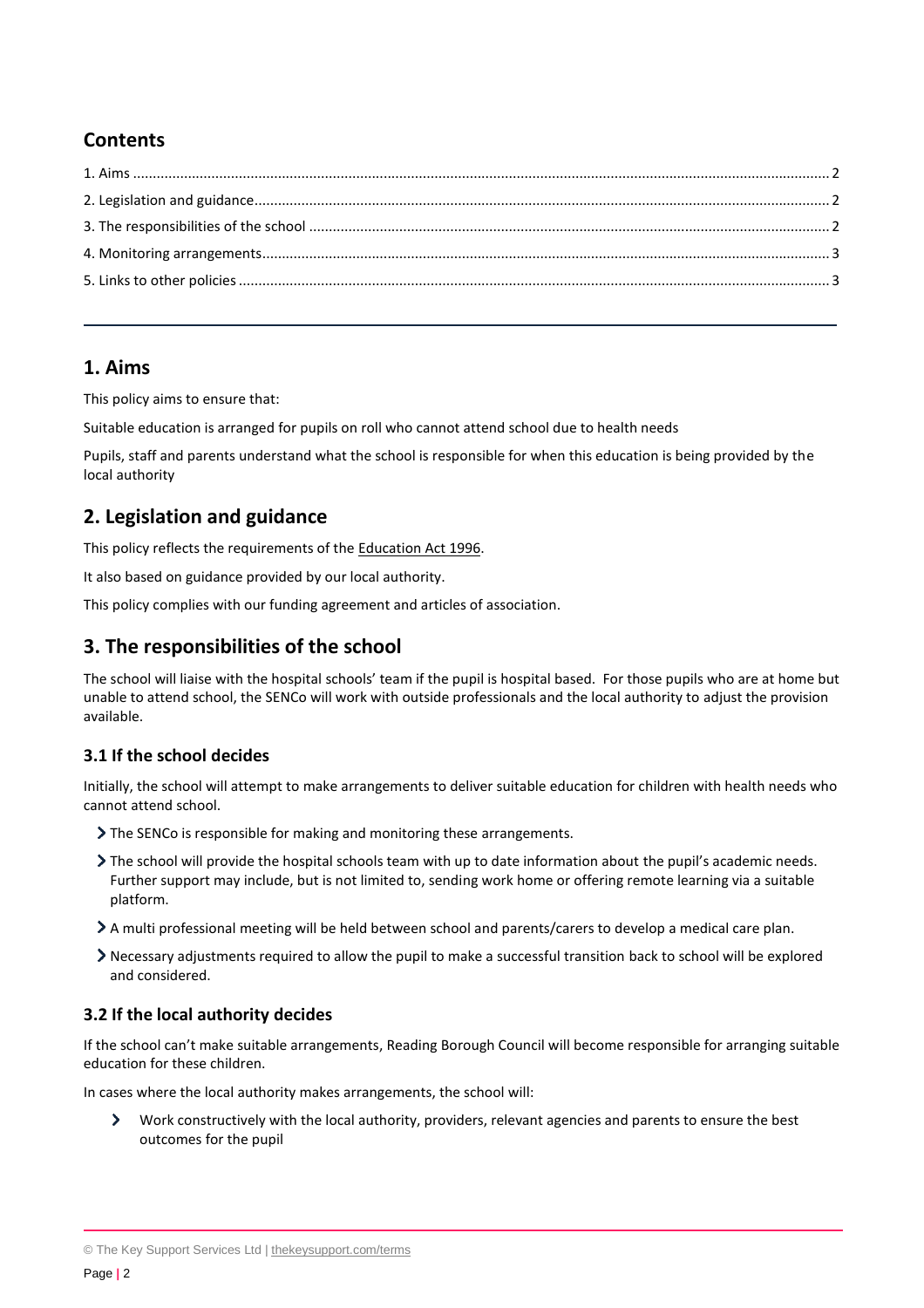## Contents

1. Aims ........ 2
2. Legislation and guidance ........ 2
3. The responsibilities of the school ........ 2
4. Monitoring arrangements ........ 3
5. Links to other policies ........ 3

---

## 1. Aims

This policy aims to ensure that:

Suitable education is arranged for pupils on roll who cannot attend school due to health needs

Pupils, staff and parents understand what the school is responsible for when this education is being provided by the local authority

## 2. Legislation and guidance

This policy reflects the requirements of the Education Act 1996.

It also based on guidance provided by our local authority.

This policy complies with our funding agreement and articles of association.

## 3. The responsibilities of the school

The school will liaise with the hospital schools' team if the pupil is hospital based. For those pupils who are at home but unable to attend school, the SENCo will work with outside professionals and the local authority to adjust the provision available.

### 3.1 If the school decides

Initially, the school will attempt to make arrangements to deliver suitable education for children with health needs who cannot attend school.

- The SENCo is responsible for making and monitoring these arrangements.
- The school will provide the hospital schools team with up to date information about the pupil's academic needs. Further support may include, but is not limited to, sending work home or offering remote learning via a suitable platform.
- A multi professional meeting will be held between school and parents/carers to develop a medical care plan.
- Necessary adjustments required to allow the pupil to make a successful transition back to school will be explored and considered.

### 3.2 If the local authority decides

If the school can't make suitable arrangements, Reading Borough Council will become responsible for arranging suitable education for these children.

In cases where the local authority makes arrangements, the school will:

- Work constructively with the local authority, providers, relevant agencies and parents to ensure the best outcomes for the pupil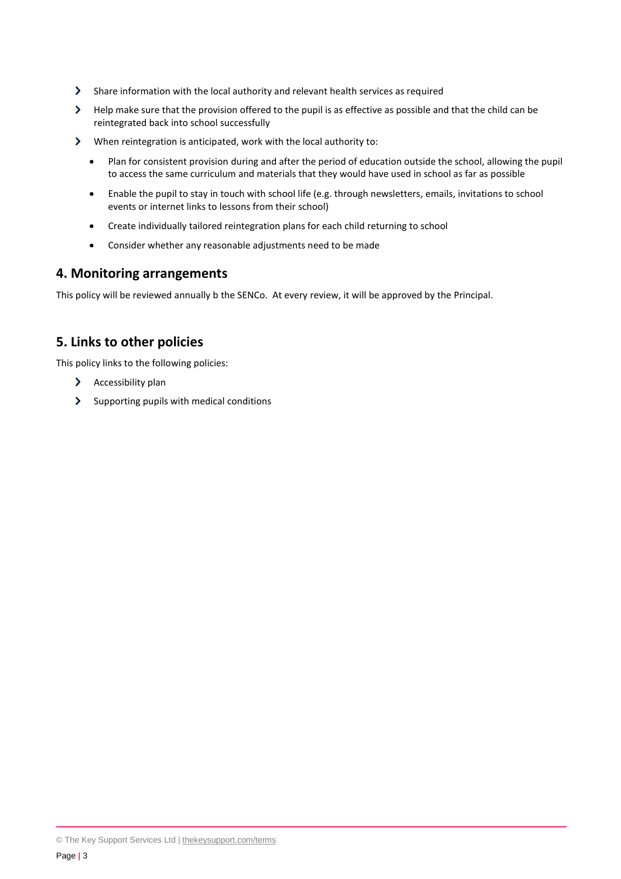- Share information with the local authority and relevant health services as required
- Help make sure that the provision offered to the pupil is as effective as possible and that the child can be reintegrated back into school successfully
- When reintegration is anticipated, work with the local authority to:
  - Plan for consistent provision during and after the period of education outside the school, allowing the pupil to access the same curriculum and materials that they would have used in school as far as possible
  - Enable the pupil to stay in touch with school life (e.g. through newsletters, emails, invitations to school events or internet links to lessons from their school)
  - Create individually tailored reintegration plans for each child returning to school
  - Consider whether any reasonable adjustments need to be made

## 4. Monitoring arrangements

This policy will be reviewed annually b the SENCo. At every review, it will be approved by the Principal.

## 5. Links to other policies

This policy links to the following policies:

- Accessibility plan
- Supporting pupils with medical conditions